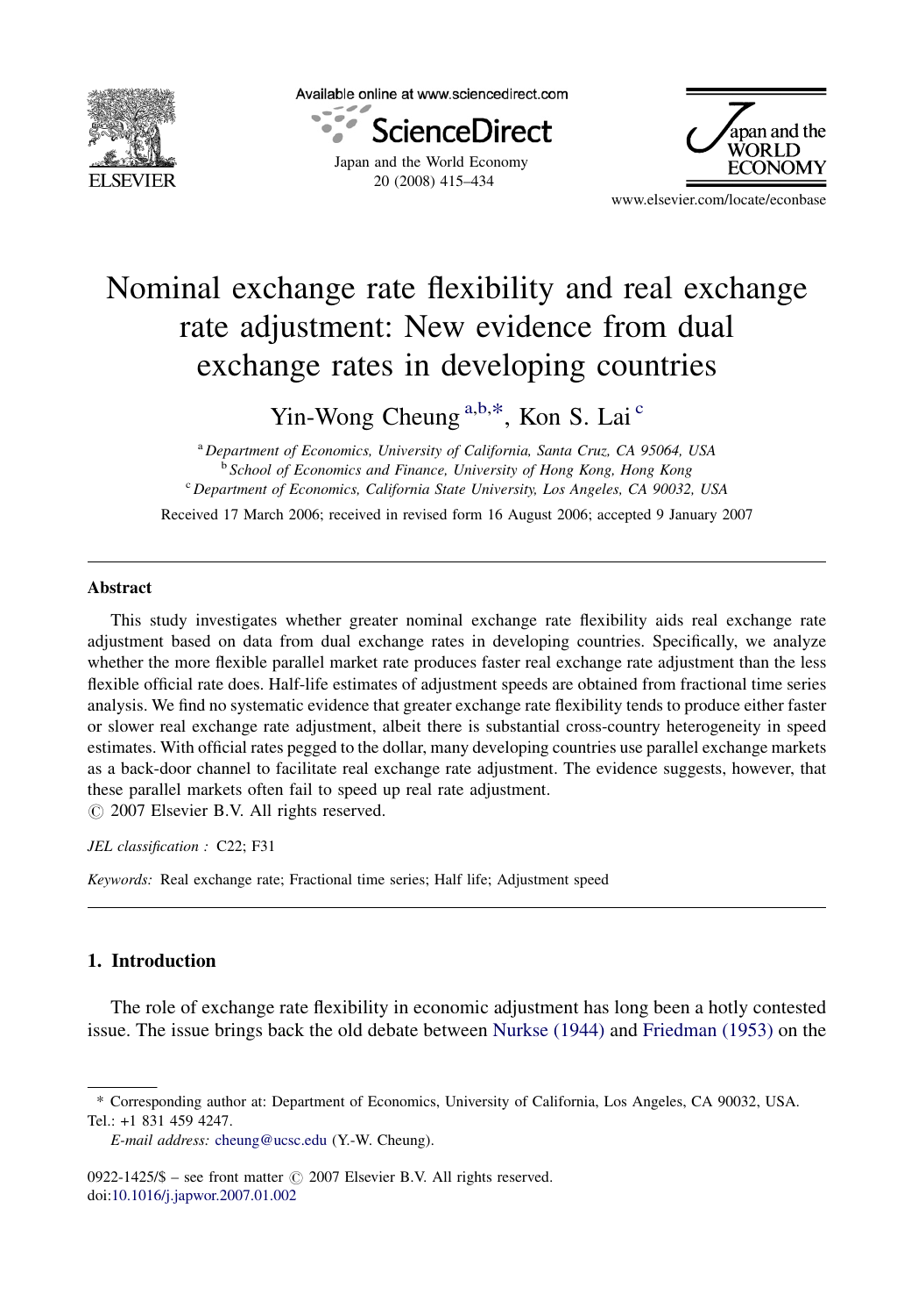# Nominal exchange rate flexibility and real exchange rate adjustment: New evidence from dual exchange rates in developing countries

Yin-Wong Cheung [a,b,*], Kon S. Lai [c]

[a] *Department of Economics, University of California, Santa Cruz, CA 95064, USA*
[b] *School of Economics and Finance, University of Hong Kong, Hong Kong*
[c] *Department of Economics, California State University, Los Angeles, CA 90032, USA*

Received 17 March 2006; received in revised form 16 August 2006; accepted 9 January 2007

---

## Abstract

This study investigates whether greater nominal exchange rate flexibility aids real exchange rate adjustment based on data from dual exchange rates in developing countries. Specifically, we analyze whether the more flexible parallel market rate produces faster real exchange rate adjustment than the less flexible official rate does. Half-life estimates of adjustment speeds are obtained from fractional time series analysis. We find no systematic evidence that greater exchange rate flexibility tends to produce either faster or slower real exchange rate adjustment, albeit there is substantial cross-country heterogeneity in speed estimates. With official rates pegged to the dollar, many developing countries use parallel exchange markets as a back-door channel to facilitate real exchange rate adjustment. The evidence suggests, however, that these parallel markets often fail to speed up real rate adjustment.
© 2007 Elsevier B.V. All rights reserved.

*JEL classification :* C22; F31

*Keywords:* Real exchange rate; Fractional time series; Half life; Adjustment speed

---

## 1. Introduction

The role of exchange rate flexibility in economic adjustment has long been a hotly contested issue. The issue brings back the old debate between Nurkse (1944) and Friedman (1953) on the

---

\* Corresponding author at: Department of Economics, University of California, Los Angeles, CA 90032, USA. Tel.: +1 831 459 4247.

*E-mail address:* cheung@ucsc.edu (Y.-W. Cheung).

0922-1425/$ – see front matter © 2007 Elsevier B.V. All rights reserved.
doi:10.1016/j.japwor.2007.01.002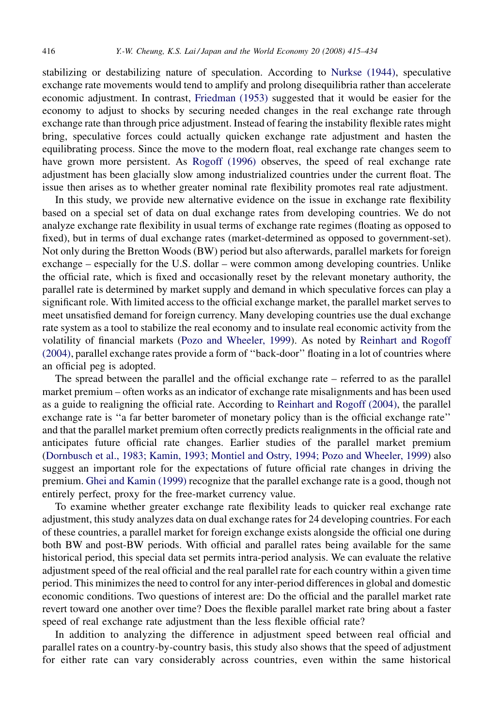stabilizing or destabilizing nature of speculation. According to Nurkse (1944), speculative exchange rate movements would tend to amplify and prolong disequilibria rather than accelerate economic adjustment. In contrast, Friedman (1953) suggested that it would be easier for the economy to adjust to shocks by securing needed changes in the real exchange rate through exchange rate than through price adjustment. Instead of fearing the instability flexible rates might bring, speculative forces could actually quicken exchange rate adjustment and hasten the equilibrating process. Since the move to the modern float, real exchange rate changes seem to have grown more persistent. As Rogoff (1996) observes, the speed of real exchange rate adjustment has been glacially slow among industrialized countries under the current float. The issue then arises as to whether greater nominal rate flexibility promotes real rate adjustment.

In this study, we provide new alternative evidence on the issue in exchange rate flexibility based on a special set of data on dual exchange rates from developing countries. We do not analyze exchange rate flexibility in usual terms of exchange rate regimes (floating as opposed to fixed), but in terms of dual exchange rates (market-determined as opposed to government-set). Not only during the Bretton Woods (BW) period but also afterwards, parallel markets for foreign exchange – especially for the U.S. dollar – were common among developing countries. Unlike the official rate, which is fixed and occasionally reset by the relevant monetary authority, the parallel rate is determined by market supply and demand in which speculative forces can play a significant role. With limited access to the official exchange market, the parallel market serves to meet unsatisfied demand for foreign currency. Many developing countries use the dual exchange rate system as a tool to stabilize the real economy and to insulate real economic activity from the volatility of financial markets (Pozo and Wheeler, 1999). As noted by Reinhart and Rogoff (2004), parallel exchange rates provide a form of ''back-door'' floating in a lot of countries where an official peg is adopted.

The spread between the parallel and the official exchange rate – referred to as the parallel market premium – often works as an indicator of exchange rate misalignments and has been used as a guide to realigning the official rate. According to Reinhart and Rogoff (2004), the parallel exchange rate is ''a far better barometer of monetary policy than is the official exchange rate'' and that the parallel market premium often correctly predicts realignments in the official rate and anticipates future official rate changes. Earlier studies of the parallel market premium (Dornbusch et al., 1983; Kamin, 1993; Montiel and Ostry, 1994; Pozo and Wheeler, 1999) also suggest an important role for the expectations of future official rate changes in driving the premium. Ghei and Kamin (1999) recognize that the parallel exchange rate is a good, though not entirely perfect, proxy for the free-market currency value.

To examine whether greater exchange rate flexibility leads to quicker real exchange rate adjustment, this study analyzes data on dual exchange rates for 24 developing countries. For each of these countries, a parallel market for foreign exchange exists alongside the official one during both BW and post-BW periods. With official and parallel rates being available for the same historical period, this special data set permits intra-period analysis. We can evaluate the relative adjustment speed of the real official and the real parallel rate for each country within a given time period. This minimizes the need to control for any inter-period differences in global and domestic economic conditions. Two questions of interest are: Do the official and the parallel market rate revert toward one another over time? Does the flexible parallel market rate bring about a faster speed of real exchange rate adjustment than the less flexible official rate?

In addition to analyzing the difference in adjustment speed between real official and parallel rates on a country-by-country basis, this study also shows that the speed of adjustment for either rate can vary considerably across countries, even within the same historical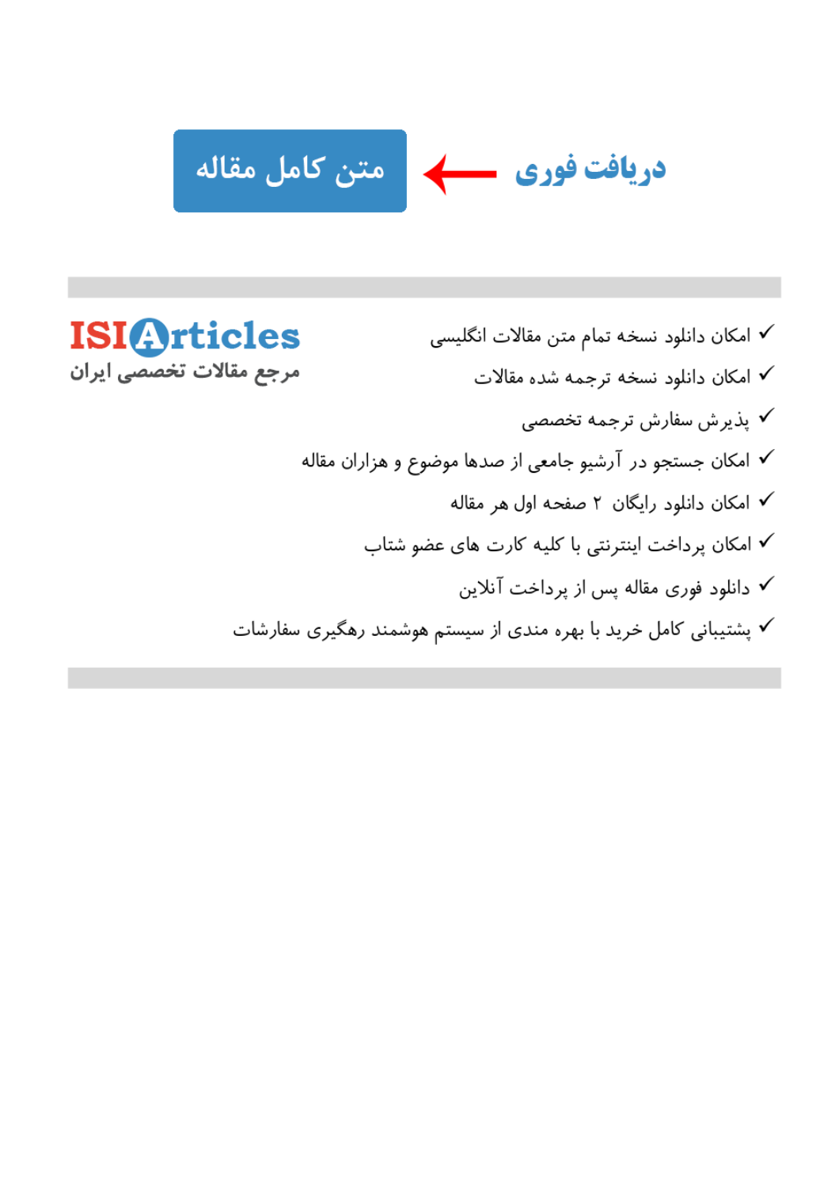دریافت فوری ← **متن کامل مقاله**

**ISIArticles**
مرجع مقالات تخصصی ایران

- ✓ امکان دانلود نسخه تمام متن مقالات انگلیسی
- ✓ امکان دانلود نسخه ترجمه شده مقالات
- ✓ پذیرش سفارش ترجمه تخصصی
- ✓ امکان جستجو در آرشیو جامعی از صدها موضوع و هزاران مقاله
- ✓ امکان دانلود رایگان ۲ صفحه اول هر مقاله
- ✓ امکان پرداخت اینترنتی با کلیه کارت های عضو شتاب
- ✓ دانلود فوری مقاله پس از پرداخت آنلاین
- ✓ پشتیبانی کامل خرید با بهره مندی از سیستم هوشمند رهگیری سفارشات